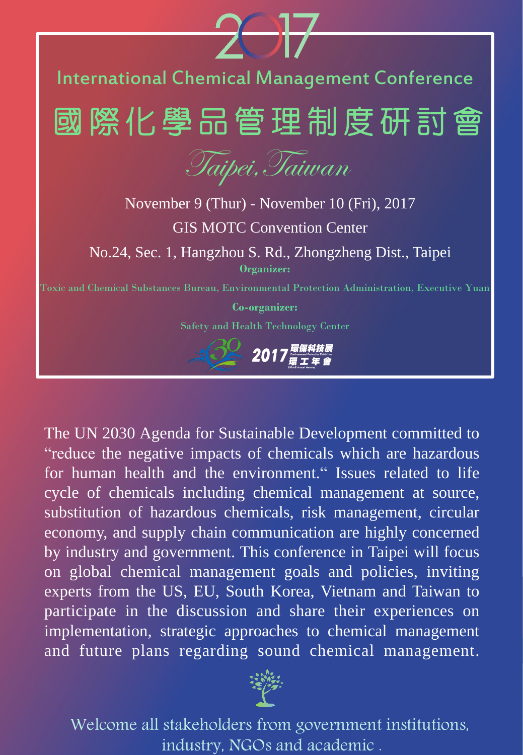# 2017

## International Chemical Management Conference

# 國際化學品管理制度研討會

*Taipei, Taiwan*

November 9 (Thur) - November 10 (Fri), 2017

GIS MOTC Convention Center

No.24, Sec. 1, Hangzhou S. Rd., Zhongzheng Dist., Taipei

**Organizer:**

Toxic and Chemical Substances Bureau, Environmental Protection Administration, Executive Yuan

**Co-organizer:**

Safety and Health Technology Center

2017 環保科技展 環工年會

The UN 2030 Agenda for Sustainable Development committed to "reduce the negative impacts of chemicals which are hazardous for human health and the environment." Issues related to life cycle of chemicals including chemical management at source, substitution of hazardous chemicals, risk management, circular economy, and supply chain communication are highly concerned by industry and government. This conference in Taipei will focus on global chemical management goals and policies, inviting experts from the US, EU, South Korea, Vietnam and Taiwan to participate in the discussion and share their experiences on implementation, strategic approaches to chemical management and future plans regarding sound chemical management.

Welcome all stakeholders from government institutions, industry, NGOs and academic .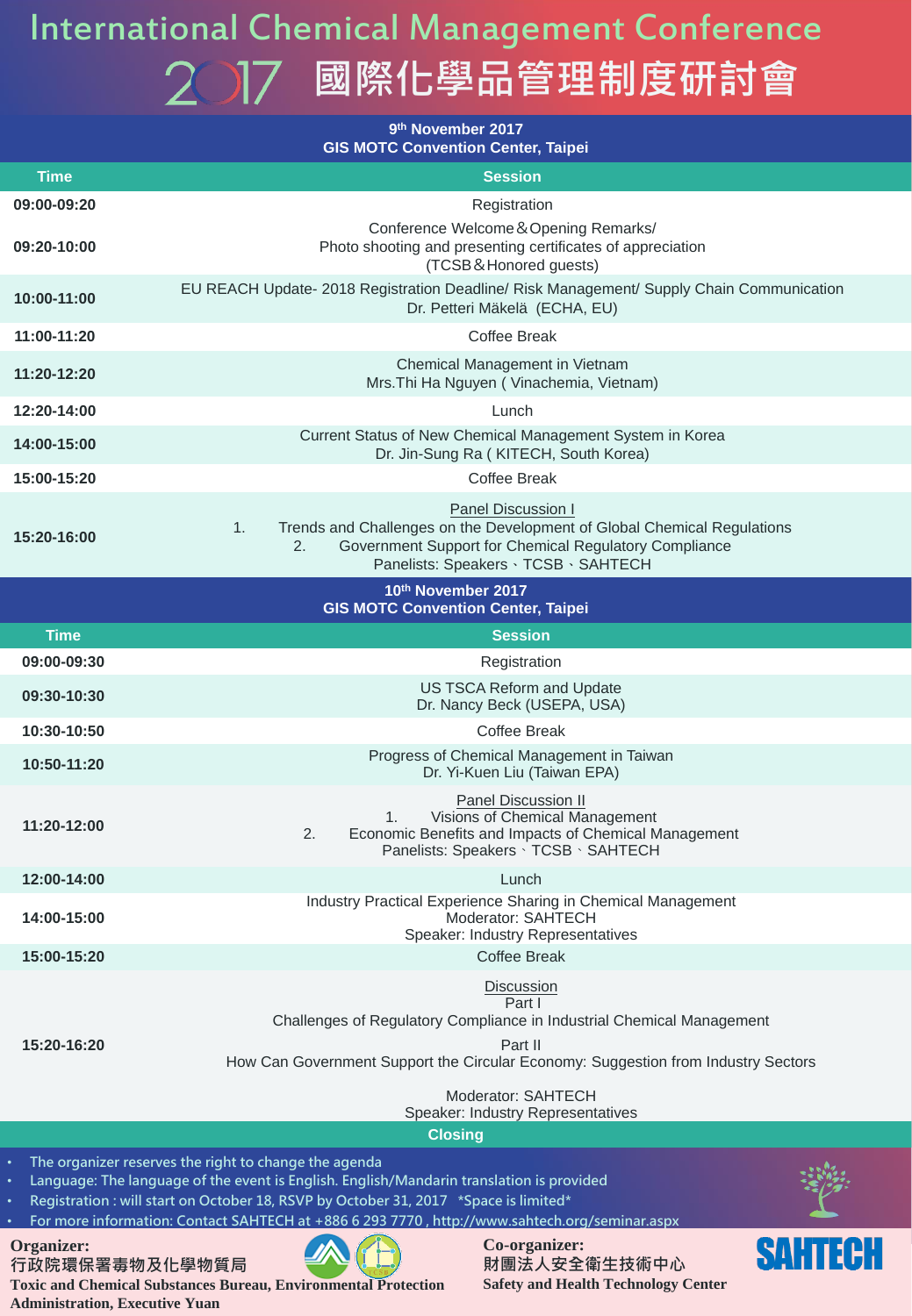# International Chemical Management Conference

# 2017 國際化學品管理制度研討會

**9th November 2017**
**GIS MOTC Convention Center, Taipei**

| Time | Session |
|---|---|
| 09:00-09:20 | Registration |
| 09:20-10:00 | Conference Welcome＆Opening Remarks/<br>Photo shooting and presenting certificates of appreciation<br>(TCSB＆Honored guests) |
| 10:00-11:00 | EU REACH Update- 2018 Registration Deadline/ Risk Management/ Supply Chain Communication<br>Dr. Petteri Mäkelä (ECHA, EU) |
| 11:00-11:20 | Coffee Break |
| 11:20-12:20 | Chemical Management in Vietnam<br>Mrs.Thi Ha Nguyen ( Vinachemia, Vietnam) |
| 12:20-14:00 | Lunch |
| 14:00-15:00 | Current Status of New Chemical Management System in Korea<br>Dr. Jin-Sung Ra ( KITECH, South Korea) |
| 15:00-15:20 | Coffee Break |
| 15:20-16:00 | Panel Discussion I<br>1. Trends and Challenges on the Development of Global Chemical Regulations<br>2. Government Support for Chemical Regulatory Compliance<br>Panelists: Speakers、TCSB、SAHTECH |

**10th November 2017**
**GIS MOTC Convention Center, Taipei**

| Time | Session |
|---|---|
| 09:00-09:30 | Registration |
| 09:30-10:30 | US TSCA Reform and Update<br>Dr. Nancy Beck (USEPA, USA) |
| 10:30-10:50 | Coffee Break |
| 10:50-11:20 | Progress of Chemical Management in Taiwan<br>Dr. Yi-Kuen Liu (Taiwan EPA) |
| 11:20-12:00 | Panel Discussion II<br>1. Visions of Chemical Management<br>2. Economic Benefits and Impacts of Chemical Management<br>Panelists: Speakers、TCSB、SAHTECH |
| 12:00-14:00 | Lunch |
| 14:00-15:00 | Industry Practical Experience Sharing in Chemical Management<br>Moderator: SAHTECH<br>Speaker: Industry Representatives |
| 15:00-15:20 | Coffee Break |
| 15:20-16:20 | Discussion<br>Part I<br>Challenges of Regulatory Compliance in Industrial Chemical Management<br>Part II<br>How Can Government Support the Circular Economy: Suggestion from Industry Sectors<br>Moderator: SAHTECH<br>Speaker: Industry Representatives |
| | Closing |

- The organizer reserves the right to change the agenda
- Language: The language of the event is English. English/Mandarin translation is provided
- Registration : will start on October 18, RSVP by October 31, 2017 *Space is limited*
- For more information: Contact SAHTECH at +886 6 293 7770 , http://www.sahtech.org/seminar.aspx

**Organizer:**
行政院環保署毒物及化學物質局
**Toxic and Chemical Substances Bureau, Environmental Protection Administration, Executive Yuan**

**Co-organizer:**
財團法人安全衛生技術中心
**Safety and Health Technology Center**

SAHTECH